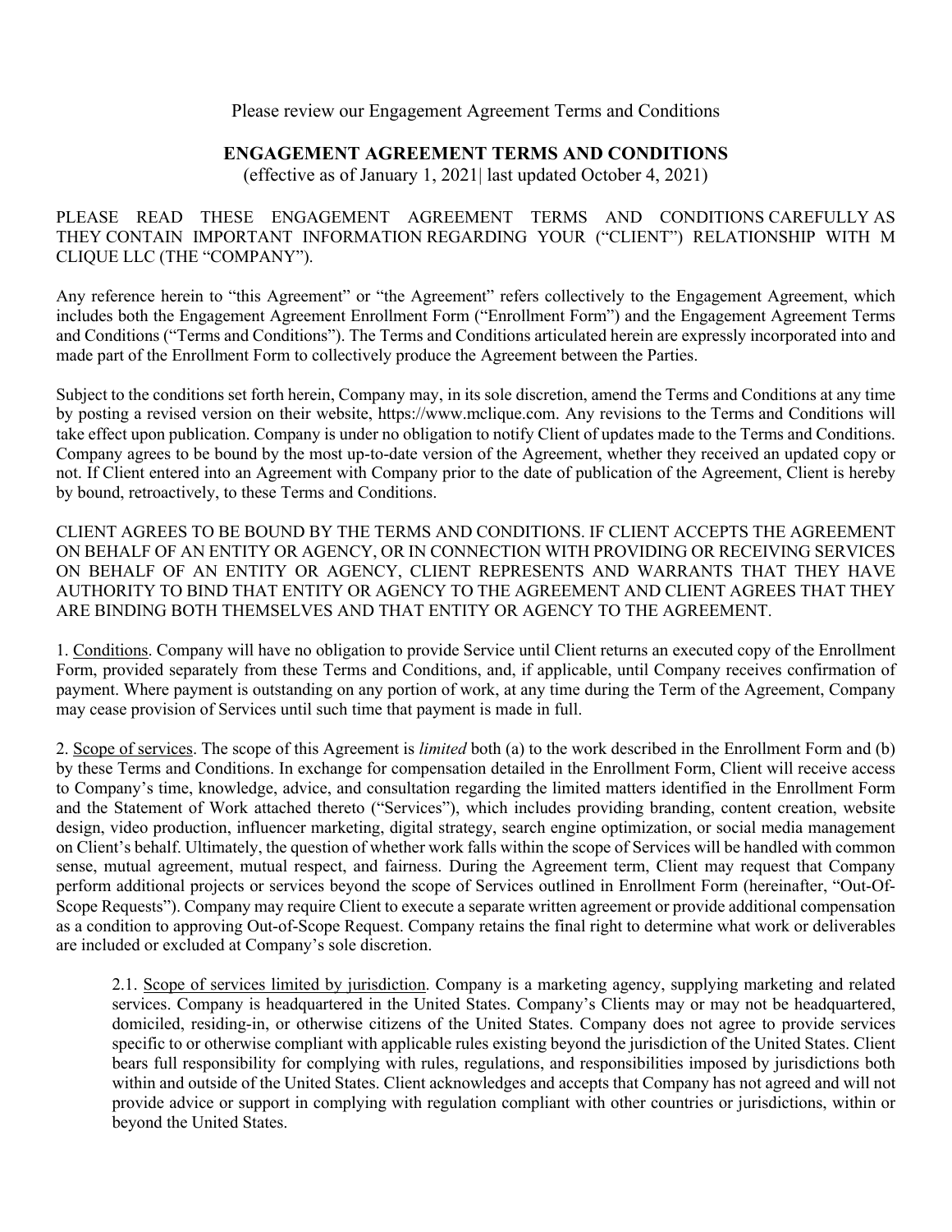Please review our Engagement Agreement Terms and Conditions

# ENGAGEMENT AGREEMENT TERMS AND CONDITIONS

(effective as of January 1, 2021| last updated October 4, 2021)

PLEASE READ THESE ENGAGEMENT AGREEMENT TERMS AND CONDITIONS CAREFULLY AS THEY CONTAIN IMPORTANT INFORMATION REGARDING YOUR ("CLIENT") RELATIONSHIP WITH M CLIQUE LLC (THE "COMPANY").

Any reference herein to "this Agreement" or "the Agreement" refers collectively to the Engagement Agreement, which includes both the Engagement Agreement Enrollment Form ("Enrollment Form") and the Engagement Agreement Terms and Conditions ("Terms and Conditions"). The Terms and Conditions articulated herein are expressly incorporated into and made part of the Enrollment Form to collectively produce the Agreement between the Parties.

Subject to the conditions set forth herein, Company may, in its sole discretion, amend the Terms and Conditions at any time by posting a revised version on their website, https://www.mclique.com. Any revisions to the Terms and Conditions will take effect upon publication. Company is under no obligation to notify Client of updates made to the Terms and Conditions. Company agrees to be bound by the most up-to-date version of the Agreement, whether they received an updated copy or not. If Client entered into an Agreement with Company prior to the date of publication of the Agreement, Client is hereby by bound, retroactively, to these Terms and Conditions.

CLIENT AGREES TO BE BOUND BY THE TERMS AND CONDITIONS. IF CLIENT ACCEPTS THE AGREEMENT ON BEHALF OF AN ENTITY OR AGENCY, OR IN CONNECTION WITH PROVIDING OR RECEIVING SERVICES ON BEHALF OF AN ENTITY OR AGENCY, CLIENT REPRESENTS AND WARRANTS THAT THEY HAVE AUTHORITY TO BIND THAT ENTITY OR AGENCY TO THE AGREEMENT AND CLIENT AGREES THAT THEY ARE BINDING BOTH THEMSELVES AND THAT ENTITY OR AGENCY TO THE AGREEMENT.

1. Conditions. Company will have no obligation to provide Service until Client returns an executed copy of the Enrollment Form, provided separately from these Terms and Conditions, and, if applicable, until Company receives confirmation of payment. Where payment is outstanding on any portion of work, at any time during the Term of the Agreement, Company may cease provision of Services until such time that payment is made in full.

2. Scope of services. The scope of this Agreement is *limited* both (a) to the work described in the Enrollment Form and (b) by these Terms and Conditions. In exchange for compensation detailed in the Enrollment Form, Client will receive access to Company's time, knowledge, advice, and consultation regarding the limited matters identified in the Enrollment Form and the Statement of Work attached thereto ("Services"), which includes providing branding, content creation, website design, video production, influencer marketing, digital strategy, search engine optimization, or social media management on Client's behalf. Ultimately, the question of whether work falls within the scope of Services will be handled with common sense, mutual agreement, mutual respect, and fairness. During the Agreement term, Client may request that Company perform additional projects or services beyond the scope of Services outlined in Enrollment Form (hereinafter, "Out-Of-Scope Requests"). Company may require Client to execute a separate written agreement or provide additional compensation as a condition to approving Out-of-Scope Request. Company retains the final right to determine what work or deliverables are included or excluded at Company's sole discretion.

2.1. Scope of services limited by jurisdiction. Company is a marketing agency, supplying marketing and related services. Company is headquartered in the United States. Company's Clients may or may not be headquartered, domiciled, residing-in, or otherwise citizens of the United States. Company does not agree to provide services specific to or otherwise compliant with applicable rules existing beyond the jurisdiction of the United States. Client bears full responsibility for complying with rules, regulations, and responsibilities imposed by jurisdictions both within and outside of the United States. Client acknowledges and accepts that Company has not agreed and will not provide advice or support in complying with regulation compliant with other countries or jurisdictions, within or beyond the United States.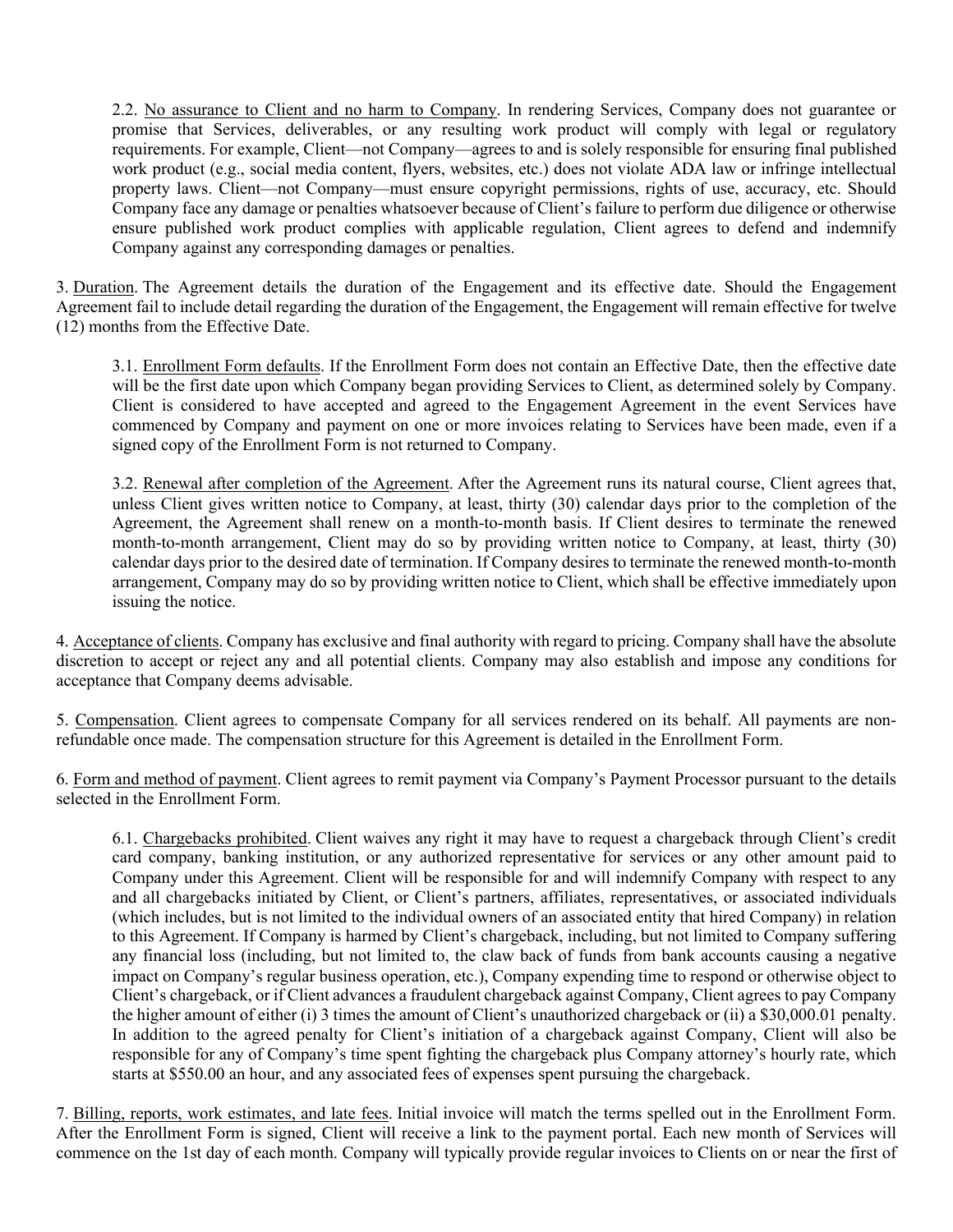2.2. <u>No assurance to Client and no harm to Company</u>. In rendering Services, Company does not guarantee or promise that Services, deliverables, or any resulting work product will comply with legal or regulatory requirements. For example, Client—not Company—agrees to and is solely responsible for ensuring final published work product (e.g., social media content, flyers, websites, etc.) does not violate ADA law or infringe intellectual property laws. Client—not Company—must ensure copyright permissions, rights of use, accuracy, etc. Should Company face any damage or penalties whatsoever because of Client's failure to perform due diligence or otherwise ensure published work product complies with applicable regulation, Client agrees to defend and indemnify Company against any corresponding damages or penalties.

3. <u>Duration</u>. The Agreement details the duration of the Engagement and its effective date. Should the Engagement Agreement fail to include detail regarding the duration of the Engagement, the Engagement will remain effective for twelve (12) months from the Effective Date.

3.1. <u>Enrollment Form defaults</u>. If the Enrollment Form does not contain an Effective Date, then the effective date will be the first date upon which Company began providing Services to Client, as determined solely by Company. Client is considered to have accepted and agreed to the Engagement Agreement in the event Services have commenced by Company and payment on one or more invoices relating to Services have been made, even if a signed copy of the Enrollment Form is not returned to Company.

3.2. <u>Renewal after completion of the Agreement</u>. After the Agreement runs its natural course, Client agrees that, unless Client gives written notice to Company, at least, thirty (30) calendar days prior to the completion of the Agreement, the Agreement shall renew on a month-to-month basis. If Client desires to terminate the renewed month-to-month arrangement, Client may do so by providing written notice to Company, at least, thirty (30) calendar days prior to the desired date of termination. If Company desires to terminate the renewed month-to-month arrangement, Company may do so by providing written notice to Client, which shall be effective immediately upon issuing the notice.

4. <u>Acceptance of clients</u>. Company has exclusive and final authority with regard to pricing. Company shall have the absolute discretion to accept or reject any and all potential clients. Company may also establish and impose any conditions for acceptance that Company deems advisable.

5. <u>Compensation</u>. Client agrees to compensate Company for all services rendered on its behalf. All payments are non-refundable once made. The compensation structure for this Agreement is detailed in the Enrollment Form.

6. <u>Form and method of payment</u>. Client agrees to remit payment via Company's Payment Processor pursuant to the details selected in the Enrollment Form.

6.1. <u>Chargebacks prohibited</u>. Client waives any right it may have to request a chargeback through Client's credit card company, banking institution, or any authorized representative for services or any other amount paid to Company under this Agreement. Client will be responsible for and will indemnify Company with respect to any and all chargebacks initiated by Client, or Client's partners, affiliates, representatives, or associated individuals (which includes, but is not limited to the individual owners of an associated entity that hired Company) in relation to this Agreement. If Company is harmed by Client's chargeback, including, but not limited to Company suffering any financial loss (including, but not limited to, the claw back of funds from bank accounts causing a negative impact on Company's regular business operation, etc.), Company expending time to respond or otherwise object to Client's chargeback, or if Client advances a fraudulent chargeback against Company, Client agrees to pay Company the higher amount of either (i) 3 times the amount of Client's unauthorized chargeback or (ii) a $30,000.01 penalty. In addition to the agreed penalty for Client's initiation of a chargeback against Company, Client will also be responsible for any of Company's time spent fighting the chargeback plus Company attorney's hourly rate, which starts at $550.00 an hour, and any associated fees of expenses spent pursuing the chargeback.

7. <u>Billing, reports, work estimates, and late fees</u>. Initial invoice will match the terms spelled out in the Enrollment Form. After the Enrollment Form is signed, Client will receive a link to the payment portal. Each new month of Services will commence on the 1st day of each month. Company will typically provide regular invoices to Clients on or near the first of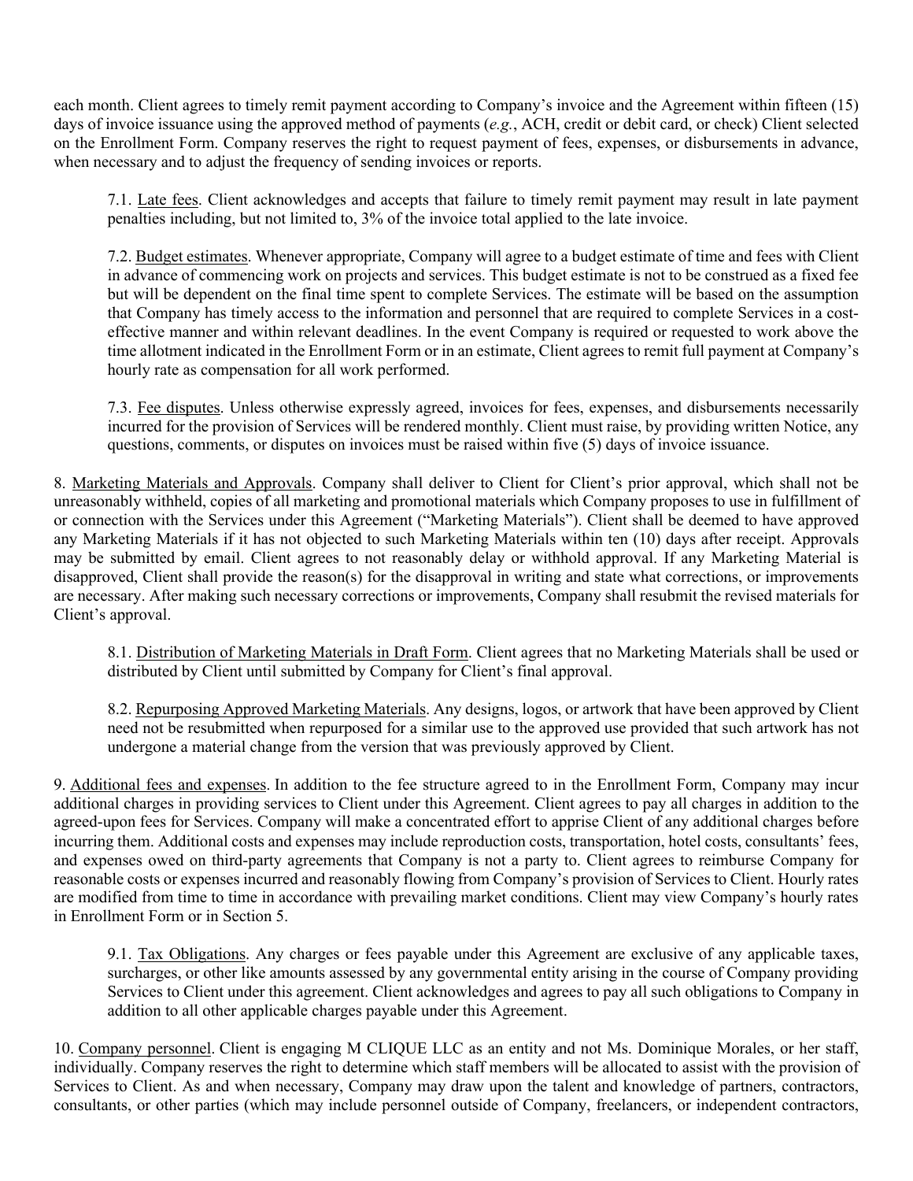each month. Client agrees to timely remit payment according to Company's invoice and the Agreement within fifteen (15) days of invoice issuance using the approved method of payments (*e.g.*, ACH, credit or debit card, or check) Client selected on the Enrollment Form. Company reserves the right to request payment of fees, expenses, or disbursements in advance, when necessary and to adjust the frequency of sending invoices or reports.

7.1. <u>Late fees</u>. Client acknowledges and accepts that failure to timely remit payment may result in late payment penalties including, but not limited to, 3% of the invoice total applied to the late invoice.

7.2. <u>Budget estimates</u>. Whenever appropriate, Company will agree to a budget estimate of time and fees with Client in advance of commencing work on projects and services. This budget estimate is not to be construed as a fixed fee but will be dependent on the final time spent to complete Services. The estimate will be based on the assumption that Company has timely access to the information and personnel that are required to complete Services in a cost-effective manner and within relevant deadlines. In the event Company is required or requested to work above the time allotment indicated in the Enrollment Form or in an estimate, Client agrees to remit full payment at Company's hourly rate as compensation for all work performed.

7.3. <u>Fee disputes</u>. Unless otherwise expressly agreed, invoices for fees, expenses, and disbursements necessarily incurred for the provision of Services will be rendered monthly. Client must raise, by providing written Notice, any questions, comments, or disputes on invoices must be raised within five (5) days of invoice issuance.

8. <u>Marketing Materials and Approvals</u>. Company shall deliver to Client for Client's prior approval, which shall not be unreasonably withheld, copies of all marketing and promotional materials which Company proposes to use in fulfillment of or connection with the Services under this Agreement ("Marketing Materials"). Client shall be deemed to have approved any Marketing Materials if it has not objected to such Marketing Materials within ten (10) days after receipt. Approvals may be submitted by email. Client agrees to not reasonably delay or withhold approval. If any Marketing Material is disapproved, Client shall provide the reason(s) for the disapproval in writing and state what corrections, or improvements are necessary. After making such necessary corrections or improvements, Company shall resubmit the revised materials for Client's approval.

8.1. <u>Distribution of Marketing Materials in Draft Form</u>. Client agrees that no Marketing Materials shall be used or distributed by Client until submitted by Company for Client's final approval.

8.2. <u>Repurposing Approved Marketing Materials</u>. Any designs, logos, or artwork that have been approved by Client need not be resubmitted when repurposed for a similar use to the approved use provided that such artwork has not undergone a material change from the version that was previously approved by Client.

9. <u>Additional fees and expenses</u>. In addition to the fee structure agreed to in the Enrollment Form, Company may incur additional charges in providing services to Client under this Agreement. Client agrees to pay all charges in addition to the agreed-upon fees for Services. Company will make a concentrated effort to apprise Client of any additional charges before incurring them. Additional costs and expenses may include reproduction costs, transportation, hotel costs, consultants' fees, and expenses owed on third-party agreements that Company is not a party to. Client agrees to reimburse Company for reasonable costs or expenses incurred and reasonably flowing from Company's provision of Services to Client. Hourly rates are modified from time to time in accordance with prevailing market conditions. Client may view Company's hourly rates in Enrollment Form or in Section 5.

9.1. <u>Tax Obligations</u>. Any charges or fees payable under this Agreement are exclusive of any applicable taxes, surcharges, or other like amounts assessed by any governmental entity arising in the course of Company providing Services to Client under this agreement. Client acknowledges and agrees to pay all such obligations to Company in addition to all other applicable charges payable under this Agreement.

10. <u>Company personnel</u>. Client is engaging M CLIQUE LLC as an entity and not Ms. Dominique Morales, or her staff, individually. Company reserves the right to determine which staff members will be allocated to assist with the provision of Services to Client. As and when necessary, Company may draw upon the talent and knowledge of partners, contractors, consultants, or other parties (which may include personnel outside of Company, freelancers, or independent contractors,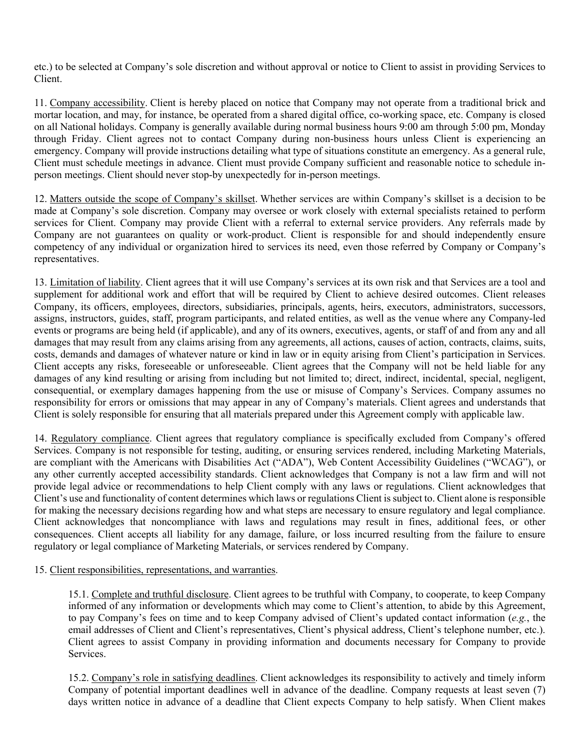etc.) to be selected at Company's sole discretion and without approval or notice to Client to assist in providing Services to Client.

11. Company accessibility. Client is hereby placed on notice that Company may not operate from a traditional brick and mortar location, and may, for instance, be operated from a shared digital office, co-working space, etc. Company is closed on all National holidays. Company is generally available during normal business hours 9:00 am through 5:00 pm, Monday through Friday. Client agrees not to contact Company during non-business hours unless Client is experiencing an emergency. Company will provide instructions detailing what type of situations constitute an emergency. As a general rule, Client must schedule meetings in advance. Client must provide Company sufficient and reasonable notice to schedule in-person meetings. Client should never stop-by unexpectedly for in-person meetings.

12. Matters outside the scope of Company's skillset. Whether services are within Company's skillset is a decision to be made at Company's sole discretion. Company may oversee or work closely with external specialists retained to perform services for Client. Company may provide Client with a referral to external service providers. Any referrals made by Company are not guarantees on quality or work-product. Client is responsible for and should independently ensure competency of any individual or organization hired to services its need, even those referred by Company or Company's representatives.

13. Limitation of liability. Client agrees that it will use Company's services at its own risk and that Services are a tool and supplement for additional work and effort that will be required by Client to achieve desired outcomes. Client releases Company, its officers, employees, directors, subsidiaries, principals, agents, heirs, executors, administrators, successors, assigns, instructors, guides, staff, program participants, and related entities, as well as the venue where any Company-led events or programs are being held (if applicable), and any of its owners, executives, agents, or staff of and from any and all damages that may result from any claims arising from any agreements, all actions, causes of action, contracts, claims, suits, costs, demands and damages of whatever nature or kind in law or in equity arising from Client's participation in Services. Client accepts any risks, foreseeable or unforeseeable. Client agrees that the Company will not be held liable for any damages of any kind resulting or arising from including but not limited to; direct, indirect, incidental, special, negligent, consequential, or exemplary damages happening from the use or misuse of Company's Services. Company assumes no responsibility for errors or omissions that may appear in any of Company's materials. Client agrees and understands that Client is solely responsible for ensuring that all materials prepared under this Agreement comply with applicable law.

14. Regulatory compliance. Client agrees that regulatory compliance is specifically excluded from Company's offered Services. Company is not responsible for testing, auditing, or ensuring services rendered, including Marketing Materials, are compliant with the Americans with Disabilities Act ("ADA"), Web Content Accessibility Guidelines ("WCAG"), or any other currently accepted accessibility standards. Client acknowledges that Company is not a law firm and will not provide legal advice or recommendations to help Client comply with any laws or regulations. Client acknowledges that Client's use and functionality of content determines which laws or regulations Client is subject to. Client alone is responsible for making the necessary decisions regarding how and what steps are necessary to ensure regulatory and legal compliance. Client acknowledges that noncompliance with laws and regulations may result in fines, additional fees, or other consequences. Client accepts all liability for any damage, failure, or loss incurred resulting from the failure to ensure regulatory or legal compliance of Marketing Materials, or services rendered by Company.

15. Client responsibilities, representations, and warranties.

15.1. Complete and truthful disclosure. Client agrees to be truthful with Company, to cooperate, to keep Company informed of any information or developments which may come to Client's attention, to abide by this Agreement, to pay Company's fees on time and to keep Company advised of Client's updated contact information (*e.g.*, the email addresses of Client and Client's representatives, Client's physical address, Client's telephone number, etc.). Client agrees to assist Company in providing information and documents necessary for Company to provide Services.

15.2. Company's role in satisfying deadlines. Client acknowledges its responsibility to actively and timely inform Company of potential important deadlines well in advance of the deadline. Company requests at least seven (7) days written notice in advance of a deadline that Client expects Company to help satisfy. When Client makes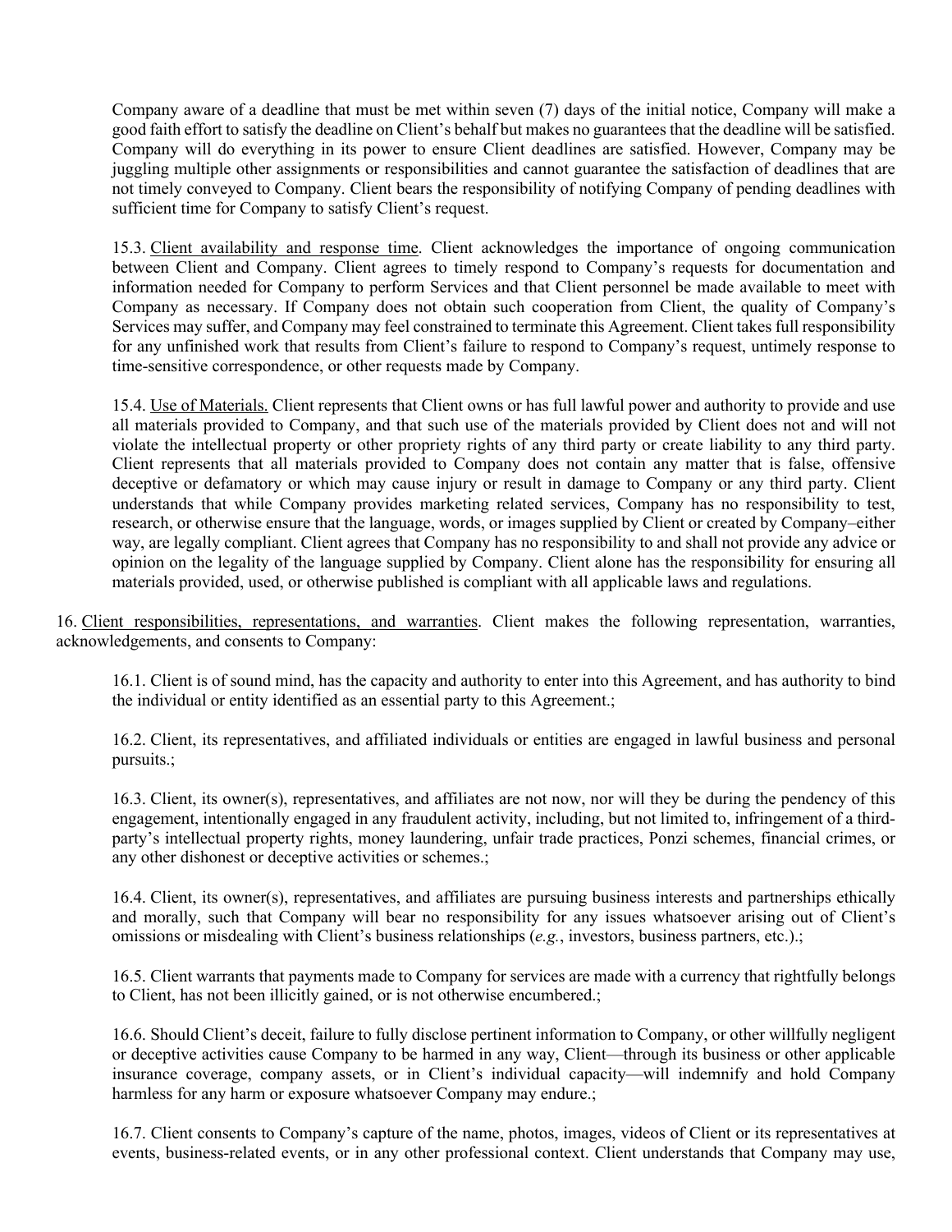Company aware of a deadline that must be met within seven (7) days of the initial notice, Company will make a good faith effort to satisfy the deadline on Client's behalf but makes no guarantees that the deadline will be satisfied. Company will do everything in its power to ensure Client deadlines are satisfied. However, Company may be juggling multiple other assignments or responsibilities and cannot guarantee the satisfaction of deadlines that are not timely conveyed to Company. Client bears the responsibility of notifying Company of pending deadlines with sufficient time for Company to satisfy Client's request.

15.3. Client availability and response time. Client acknowledges the importance of ongoing communication between Client and Company. Client agrees to timely respond to Company's requests for documentation and information needed for Company to perform Services and that Client personnel be made available to meet with Company as necessary. If Company does not obtain such cooperation from Client, the quality of Company's Services may suffer, and Company may feel constrained to terminate this Agreement. Client takes full responsibility for any unfinished work that results from Client's failure to respond to Company's request, untimely response to time-sensitive correspondence, or other requests made by Company.

15.4. Use of Materials. Client represents that Client owns or has full lawful power and authority to provide and use all materials provided to Company, and that such use of the materials provided by Client does not and will not violate the intellectual property or other propriety rights of any third party or create liability to any third party. Client represents that all materials provided to Company does not contain any matter that is false, offensive deceptive or defamatory or which may cause injury or result in damage to Company or any third party. Client understands that while Company provides marketing related services, Company has no responsibility to test, research, or otherwise ensure that the language, words, or images supplied by Client or created by Company–either way, are legally compliant. Client agrees that Company has no responsibility to and shall not provide any advice or opinion on the legality of the language supplied by Company. Client alone has the responsibility for ensuring all materials provided, used, or otherwise published is compliant with all applicable laws and regulations.

16. Client responsibilities, representations, and warranties. Client makes the following representation, warranties, acknowledgements, and consents to Company:

16.1. Client is of sound mind, has the capacity and authority to enter into this Agreement, and has authority to bind the individual or entity identified as an essential party to this Agreement.;

16.2. Client, its representatives, and affiliated individuals or entities are engaged in lawful business and personal pursuits.;

16.3. Client, its owner(s), representatives, and affiliates are not now, nor will they be during the pendency of this engagement, intentionally engaged in any fraudulent activity, including, but not limited to, infringement of a third-party's intellectual property rights, money laundering, unfair trade practices, Ponzi schemes, financial crimes, or any other dishonest or deceptive activities or schemes.;

16.4. Client, its owner(s), representatives, and affiliates are pursuing business interests and partnerships ethically and morally, such that Company will bear no responsibility for any issues whatsoever arising out of Client's omissions or misdealing with Client's business relationships (*e.g.*, investors, business partners, etc.).;

16.5. Client warrants that payments made to Company for services are made with a currency that rightfully belongs to Client, has not been illicitly gained, or is not otherwise encumbered.;

16.6. Should Client's deceit, failure to fully disclose pertinent information to Company, or other willfully negligent or deceptive activities cause Company to be harmed in any way, Client—through its business or other applicable insurance coverage, company assets, or in Client's individual capacity—will indemnify and hold Company harmless for any harm or exposure whatsoever Company may endure.;

16.7. Client consents to Company's capture of the name, photos, images, videos of Client or its representatives at events, business-related events, or in any other professional context. Client understands that Company may use,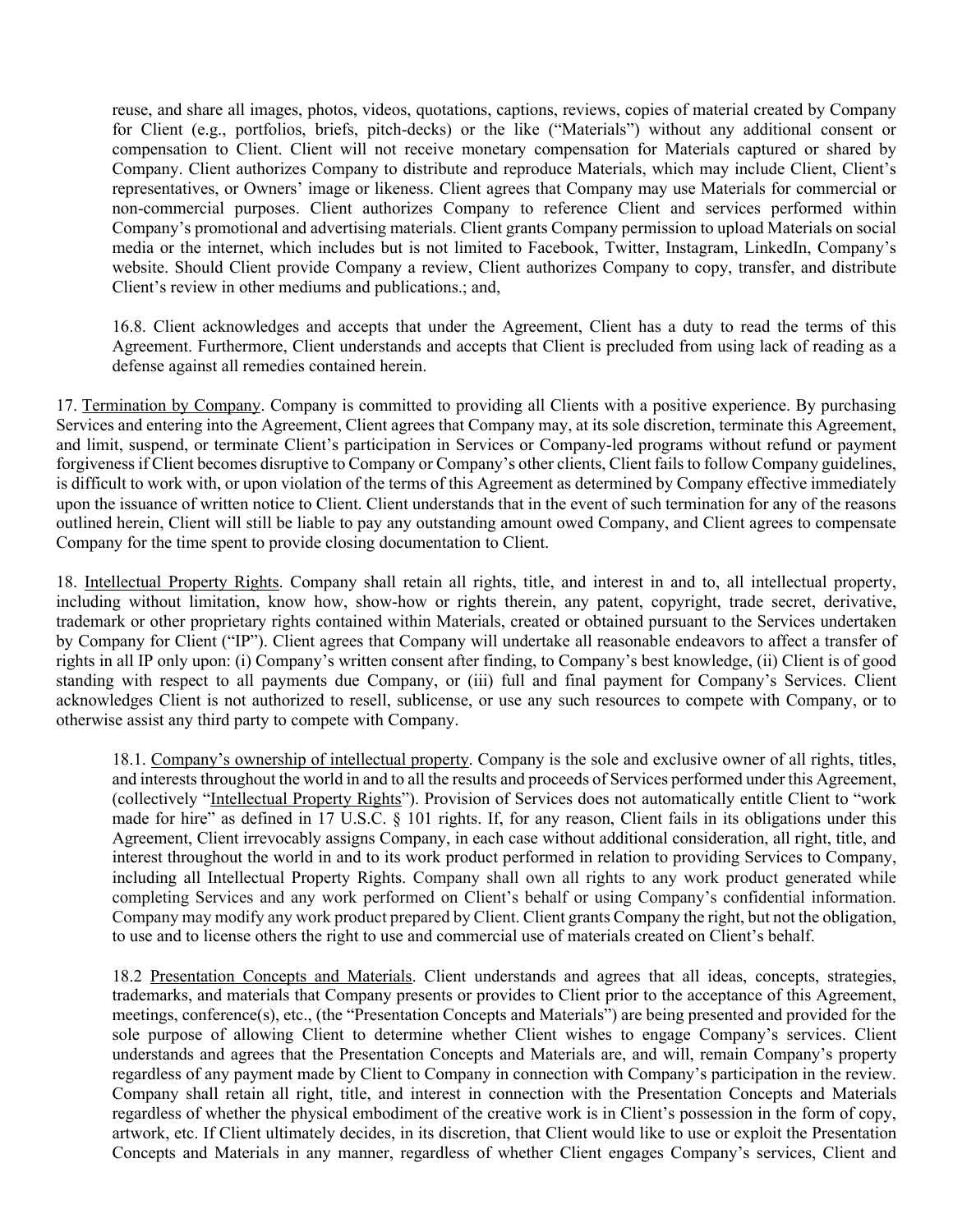reuse, and share all images, photos, videos, quotations, captions, reviews, copies of material created by Company for Client (e.g., portfolios, briefs, pitch-decks) or the like ("Materials") without any additional consent or compensation to Client. Client will not receive monetary compensation for Materials captured or shared by Company. Client authorizes Company to distribute and reproduce Materials, which may include Client, Client's representatives, or Owners' image or likeness. Client agrees that Company may use Materials for commercial or non-commercial purposes. Client authorizes Company to reference Client and services performed within Company's promotional and advertising materials. Client grants Company permission to upload Materials on social media or the internet, which includes but is not limited to Facebook, Twitter, Instagram, LinkedIn, Company's website. Should Client provide Company a review, Client authorizes Company to copy, transfer, and distribute Client's review in other mediums and publications.; and,

16.8. Client acknowledges and accepts that under the Agreement, Client has a duty to read the terms of this Agreement. Furthermore, Client understands and accepts that Client is precluded from using lack of reading as a defense against all remedies contained herein.

17. <u>Termination by Company</u>. Company is committed to providing all Clients with a positive experience. By purchasing Services and entering into the Agreement, Client agrees that Company may, at its sole discretion, terminate this Agreement, and limit, suspend, or terminate Client's participation in Services or Company-led programs without refund or payment forgiveness if Client becomes disruptive to Company or Company's other clients, Client fails to follow Company guidelines, is difficult to work with, or upon violation of the terms of this Agreement as determined by Company effective immediately upon the issuance of written notice to Client. Client understands that in the event of such termination for any of the reasons outlined herein, Client will still be liable to pay any outstanding amount owed Company, and Client agrees to compensate Company for the time spent to provide closing documentation to Client.

18. <u>Intellectual Property Rights</u>. Company shall retain all rights, title, and interest in and to, all intellectual property, including without limitation, know how, show-how or rights therein, any patent, copyright, trade secret, derivative, trademark or other proprietary rights contained within Materials, created or obtained pursuant to the Services undertaken by Company for Client ("IP"). Client agrees that Company will undertake all reasonable endeavors to affect a transfer of rights in all IP only upon: (i) Company's written consent after finding, to Company's best knowledge, (ii) Client is of good standing with respect to all payments due Company, or (iii) full and final payment for Company's Services. Client acknowledges Client is not authorized to resell, sublicense, or use any such resources to compete with Company, or to otherwise assist any third party to compete with Company.

18.1. <u>Company's ownership of intellectual property</u>. Company is the sole and exclusive owner of all rights, titles, and interests throughout the world in and to all the results and proceeds of Services performed under this Agreement, (collectively "<u>Intellectual Property Rights</u>"). Provision of Services does not automatically entitle Client to "work made for hire" as defined in 17 U.S.C. § 101 rights. If, for any reason, Client fails in its obligations under this Agreement, Client irrevocably assigns Company, in each case without additional consideration, all right, title, and interest throughout the world in and to its work product performed in relation to providing Services to Company, including all Intellectual Property Rights. Company shall own all rights to any work product generated while completing Services and any work performed on Client's behalf or using Company's confidential information. Company may modify any work product prepared by Client. Client grants Company the right, but not the obligation, to use and to license others the right to use and commercial use of materials created on Client's behalf.

18.2 <u>Presentation Concepts and Materials</u>. Client understands and agrees that all ideas, concepts, strategies, trademarks, and materials that Company presents or provides to Client prior to the acceptance of this Agreement, meetings, conference(s), etc., (the "Presentation Concepts and Materials") are being presented and provided for the sole purpose of allowing Client to determine whether Client wishes to engage Company's services. Client understands and agrees that the Presentation Concepts and Materials are, and will, remain Company's property regardless of any payment made by Client to Company in connection with Company's participation in the review. Company shall retain all right, title, and interest in connection with the Presentation Concepts and Materials regardless of whether the physical embodiment of the creative work is in Client's possession in the form of copy, artwork, etc. If Client ultimately decides, in its discretion, that Client would like to use or exploit the Presentation Concepts and Materials in any manner, regardless of whether Client engages Company's services, Client and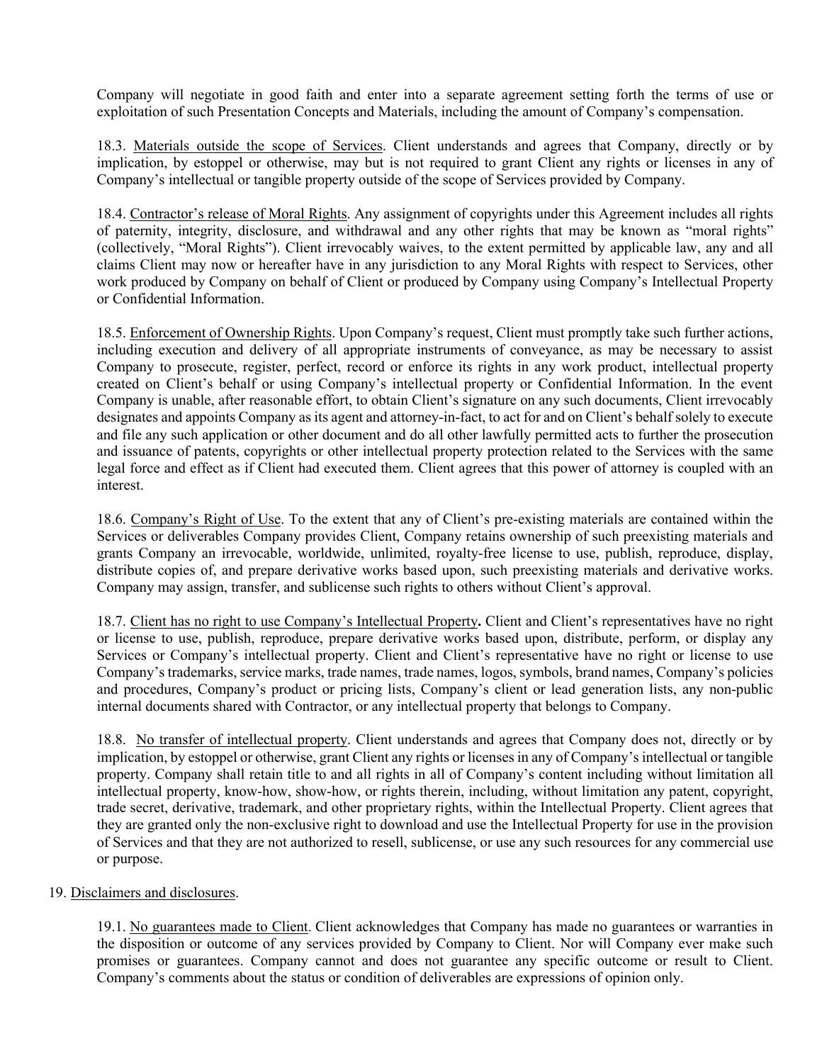Company will negotiate in good faith and enter into a separate agreement setting forth the terms of use or exploitation of such Presentation Concepts and Materials, including the amount of Company's compensation.

18.3. Materials outside the scope of Services. Client understands and agrees that Company, directly or by implication, by estoppel or otherwise, may but is not required to grant Client any rights or licenses in any of Company's intellectual or tangible property outside of the scope of Services provided by Company.

18.4. Contractor's release of Moral Rights. Any assignment of copyrights under this Agreement includes all rights of paternity, integrity, disclosure, and withdrawal and any other rights that may be known as "moral rights" (collectively, "Moral Rights"). Client irrevocably waives, to the extent permitted by applicable law, any and all claims Client may now or hereafter have in any jurisdiction to any Moral Rights with respect to Services, other work produced by Company on behalf of Client or produced by Company using Company's Intellectual Property or Confidential Information.

18.5. Enforcement of Ownership Rights. Upon Company's request, Client must promptly take such further actions, including execution and delivery of all appropriate instruments of conveyance, as may be necessary to assist Company to prosecute, register, perfect, record or enforce its rights in any work product, intellectual property created on Client's behalf or using Company's intellectual property or Confidential Information. In the event Company is unable, after reasonable effort, to obtain Client's signature on any such documents, Client irrevocably designates and appoints Company as its agent and attorney-in-fact, to act for and on Client's behalf solely to execute and file any such application or other document and do all other lawfully permitted acts to further the prosecution and issuance of patents, copyrights or other intellectual property protection related to the Services with the same legal force and effect as if Client had executed them. Client agrees that this power of attorney is coupled with an interest.

18.6. Company's Right of Use. To the extent that any of Client's pre-existing materials are contained within the Services or deliverables Company provides Client, Company retains ownership of such preexisting materials and grants Company an irrevocable, worldwide, unlimited, royalty-free license to use, publish, reproduce, display, distribute copies of, and prepare derivative works based upon, such preexisting materials and derivative works. Company may assign, transfer, and sublicense such rights to others without Client's approval.

18.7. Client has no right to use Company's Intellectual Property**.** Client and Client's representatives have no right or license to use, publish, reproduce, prepare derivative works based upon, distribute, perform, or display any Services or Company's intellectual property. Client and Client's representative have no right or license to use Company's trademarks, service marks, trade names, trade names, logos, symbols, brand names, Company's policies and procedures, Company's product or pricing lists, Company's client or lead generation lists, any non-public internal documents shared with Contractor, or any intellectual property that belongs to Company.

18.8. No transfer of intellectual property. Client understands and agrees that Company does not, directly or by implication, by estoppel or otherwise, grant Client any rights or licenses in any of Company's intellectual or tangible property. Company shall retain title to and all rights in all of Company's content including without limitation all intellectual property, know-how, show-how, or rights therein, including, without limitation any patent, copyright, trade secret, derivative, trademark, and other proprietary rights, within the Intellectual Property. Client agrees that they are granted only the non-exclusive right to download and use the Intellectual Property for use in the provision of Services and that they are not authorized to resell, sublicense, or use any such resources for any commercial use or purpose.

19. Disclaimers and disclosures.

19.1. No guarantees made to Client. Client acknowledges that Company has made no guarantees or warranties in the disposition or outcome of any services provided by Company to Client. Nor will Company ever make such promises or guarantees. Company cannot and does not guarantee any specific outcome or result to Client. Company's comments about the status or condition of deliverables are expressions of opinion only.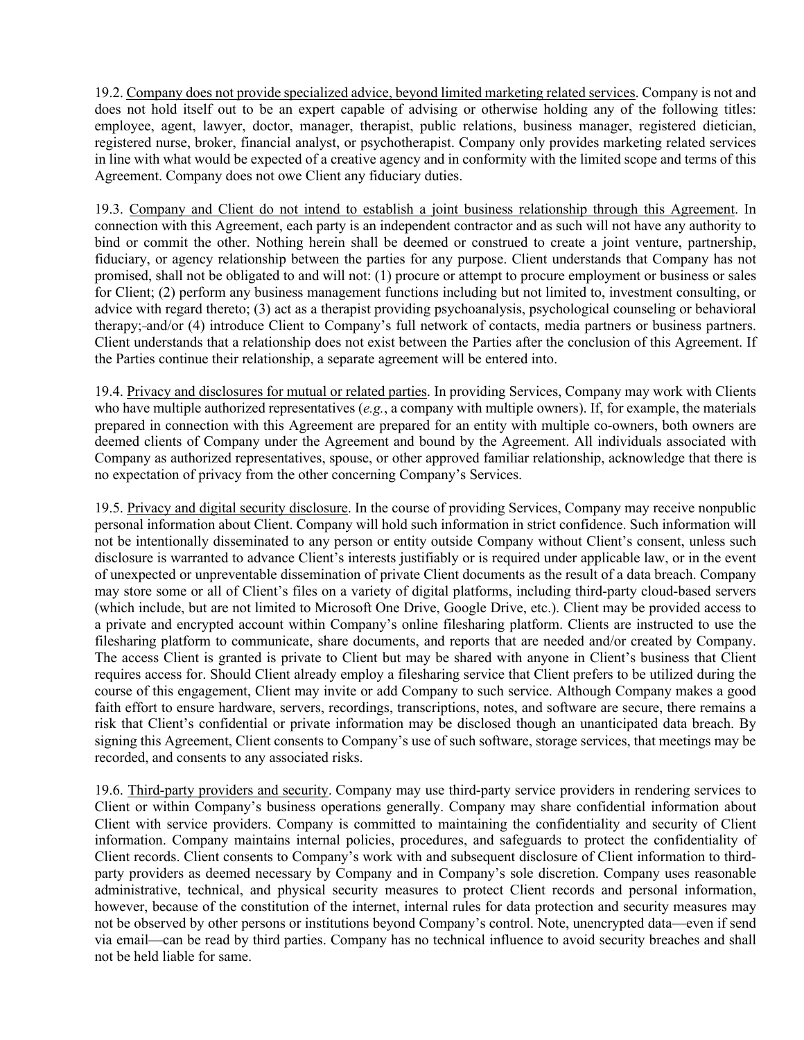19.2. <u>Company does not provide specialized advice, beyond limited marketing related services</u>. Company is not and does not hold itself out to be an expert capable of advising or otherwise holding any of the following titles: employee, agent, lawyer, doctor, manager, therapist, public relations, business manager, registered dietician, registered nurse, broker, financial analyst, or psychotherapist. Company only provides marketing related services in line with what would be expected of a creative agency and in conformity with the limited scope and terms of this Agreement. Company does not owe Client any fiduciary duties.

19.3. <u>Company and Client do not intend to establish a joint business relationship through this Agreement</u>. In connection with this Agreement, each party is an independent contractor and as such will not have any authority to bind or commit the other. Nothing herein shall be deemed or construed to create a joint venture, partnership, fiduciary, or agency relationship between the parties for any purpose. Client understands that Company has not promised, shall not be obligated to and will not: (1) procure or attempt to procure employment or business or sales for Client; (2) perform any business management functions including but not limited to, investment consulting, or advice with regard thereto; (3) act as a therapist providing psychoanalysis, psychological counseling or behavioral therapy; and/or (4) introduce Client to Company's full network of contacts, media partners or business partners. Client understands that a relationship does not exist between the Parties after the conclusion of this Agreement. If the Parties continue their relationship, a separate agreement will be entered into.

19.4. <u>Privacy and disclosures for mutual or related parties</u>. In providing Services, Company may work with Clients who have multiple authorized representatives (*e.g.*, a company with multiple owners). If, for example, the materials prepared in connection with this Agreement are prepared for an entity with multiple co-owners, both owners are deemed clients of Company under the Agreement and bound by the Agreement. All individuals associated with Company as authorized representatives, spouse, or other approved familiar relationship, acknowledge that there is no expectation of privacy from the other concerning Company's Services.

19.5. <u>Privacy and digital security disclosure</u>. In the course of providing Services, Company may receive nonpublic personal information about Client. Company will hold such information in strict confidence. Such information will not be intentionally disseminated to any person or entity outside Company without Client's consent, unless such disclosure is warranted to advance Client's interests justifiably or is required under applicable law, or in the event of unexpected or unpreventable dissemination of private Client documents as the result of a data breach. Company may store some or all of Client's files on a variety of digital platforms, including third-party cloud-based servers (which include, but are not limited to Microsoft One Drive, Google Drive, etc.). Client may be provided access to a private and encrypted account within Company's online filesharing platform. Clients are instructed to use the filesharing platform to communicate, share documents, and reports that are needed and/or created by Company. The access Client is granted is private to Client but may be shared with anyone in Client's business that Client requires access for. Should Client already employ a filesharing service that Client prefers to be utilized during the course of this engagement, Client may invite or add Company to such service. Although Company makes a good faith effort to ensure hardware, servers, recordings, transcriptions, notes, and software are secure, there remains a risk that Client's confidential or private information may be disclosed though an unanticipated data breach. By signing this Agreement, Client consents to Company's use of such software, storage services, that meetings may be recorded, and consents to any associated risks.

19.6. <u>Third-party providers and security</u>. Company may use third-party service providers in rendering services to Client or within Company's business operations generally. Company may share confidential information about Client with service providers. Company is committed to maintaining the confidentiality and security of Client information. Company maintains internal policies, procedures, and safeguards to protect the confidentiality of Client records. Client consents to Company's work with and subsequent disclosure of Client information to third-party providers as deemed necessary by Company and in Company's sole discretion. Company uses reasonable administrative, technical, and physical security measures to protect Client records and personal information, however, because of the constitution of the internet, internal rules for data protection and security measures may not be observed by other persons or institutions beyond Company's control. Note, unencrypted data—even if send via email—can be read by third parties. Company has no technical influence to avoid security breaches and shall not be held liable for same.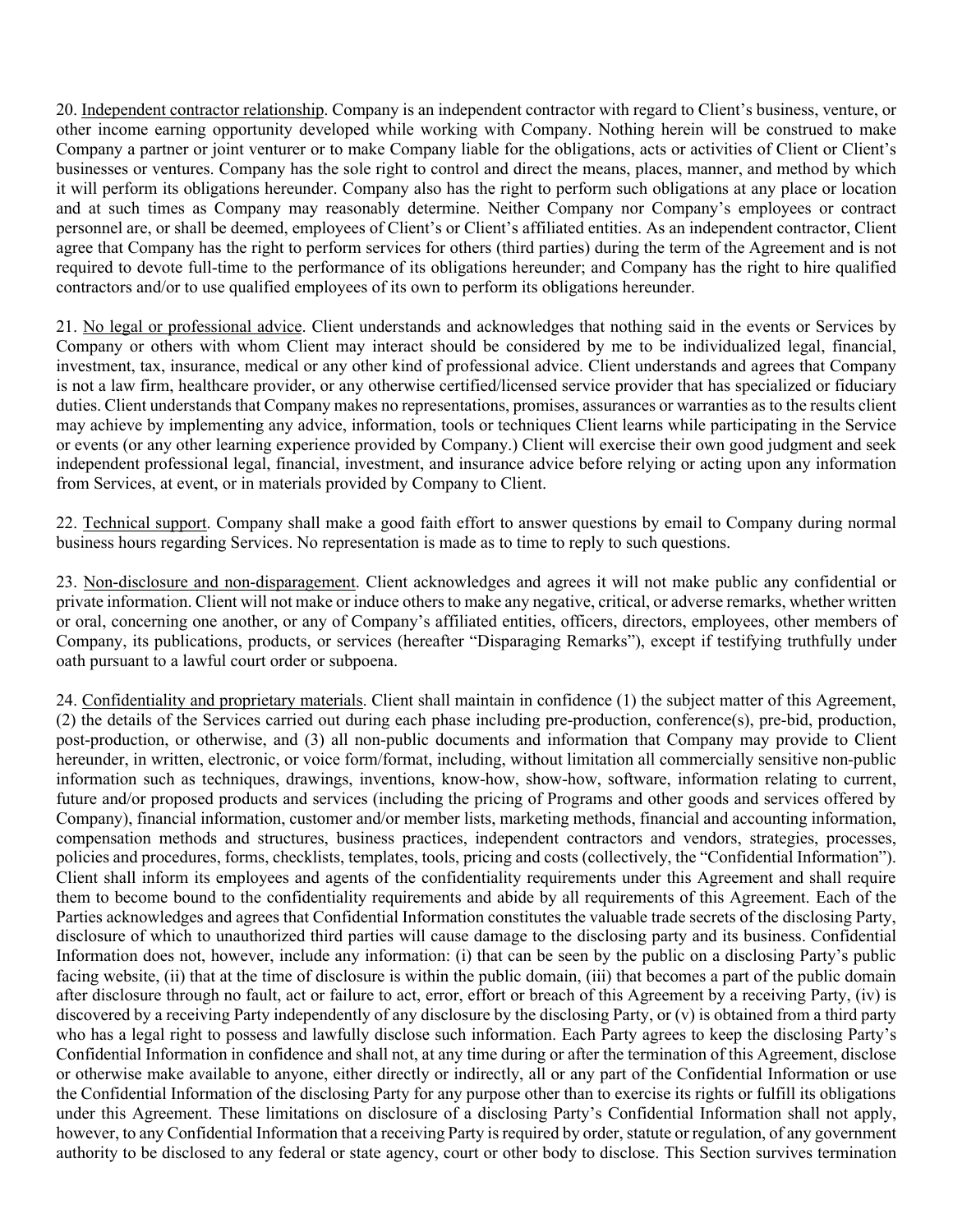20. <u>Independent contractor relationship</u>. Company is an independent contractor with regard to Client's business, venture, or other income earning opportunity developed while working with Company. Nothing herein will be construed to make Company a partner or joint venturer or to make Company liable for the obligations, acts or activities of Client or Client's businesses or ventures. Company has the sole right to control and direct the means, places, manner, and method by which it will perform its obligations hereunder. Company also has the right to perform such obligations at any place or location and at such times as Company may reasonably determine. Neither Company nor Company's employees or contract personnel are, or shall be deemed, employees of Client's or Client's affiliated entities. As an independent contractor, Client agree that Company has the right to perform services for others (third parties) during the term of the Agreement and is not required to devote full-time to the performance of its obligations hereunder; and Company has the right to hire qualified contractors and/or to use qualified employees of its own to perform its obligations hereunder.

21. <u>No legal or professional advice</u>. Client understands and acknowledges that nothing said in the events or Services by Company or others with whom Client may interact should be considered by me to be individualized legal, financial, investment, tax, insurance, medical or any other kind of professional advice. Client understands and agrees that Company is not a law firm, healthcare provider, or any otherwise certified/licensed service provider that has specialized or fiduciary duties. Client understands that Company makes no representations, promises, assurances or warranties as to the results client may achieve by implementing any advice, information, tools or techniques Client learns while participating in the Service or events (or any other learning experience provided by Company.) Client will exercise their own good judgment and seek independent professional legal, financial, investment, and insurance advice before relying or acting upon any information from Services, at event, or in materials provided by Company to Client.

22. <u>Technical support</u>. Company shall make a good faith effort to answer questions by email to Company during normal business hours regarding Services. No representation is made as to time to reply to such questions.

23. <u>Non-disclosure and non-disparagement</u>. Client acknowledges and agrees it will not make public any confidential or private information. Client will not make or induce others to make any negative, critical, or adverse remarks, whether written or oral, concerning one another, or any of Company's affiliated entities, officers, directors, employees, other members of Company, its publications, products, or services (hereafter "Disparaging Remarks"), except if testifying truthfully under oath pursuant to a lawful court order or subpoena.

24. <u>Confidentiality and proprietary materials</u>. Client shall maintain in confidence (1) the subject matter of this Agreement, (2) the details of the Services carried out during each phase including pre-production, conference(s), pre-bid, production, post-production, or otherwise, and (3) all non-public documents and information that Company may provide to Client hereunder, in written, electronic, or voice form/format, including, without limitation all commercially sensitive non-public information such as techniques, drawings, inventions, know-how, show-how, software, information relating to current, future and/or proposed products and services (including the pricing of Programs and other goods and services offered by Company), financial information, customer and/or member lists, marketing methods, financial and accounting information, compensation methods and structures, business practices, independent contractors and vendors, strategies, processes, policies and procedures, forms, checklists, templates, tools, pricing and costs (collectively, the "Confidential Information"). Client shall inform its employees and agents of the confidentiality requirements under this Agreement and shall require them to become bound to the confidentiality requirements and abide by all requirements of this Agreement. Each of the Parties acknowledges and agrees that Confidential Information constitutes the valuable trade secrets of the disclosing Party, disclosure of which to unauthorized third parties will cause damage to the disclosing party and its business. Confidential Information does not, however, include any information: (i) that can be seen by the public on a disclosing Party's public facing website, (ii) that at the time of disclosure is within the public domain, (iii) that becomes a part of the public domain after disclosure through no fault, act or failure to act, error, effort or breach of this Agreement by a receiving Party, (iv) is discovered by a receiving Party independently of any disclosure by the disclosing Party, or (v) is obtained from a third party who has a legal right to possess and lawfully disclose such information. Each Party agrees to keep the disclosing Party's Confidential Information in confidence and shall not, at any time during or after the termination of this Agreement, disclose or otherwise make available to anyone, either directly or indirectly, all or any part of the Confidential Information or use the Confidential Information of the disclosing Party for any purpose other than to exercise its rights or fulfill its obligations under this Agreement. These limitations on disclosure of a disclosing Party's Confidential Information shall not apply, however, to any Confidential Information that a receiving Party is required by order, statute or regulation, of any government authority to be disclosed to any federal or state agency, court or other body to disclose. This Section survives termination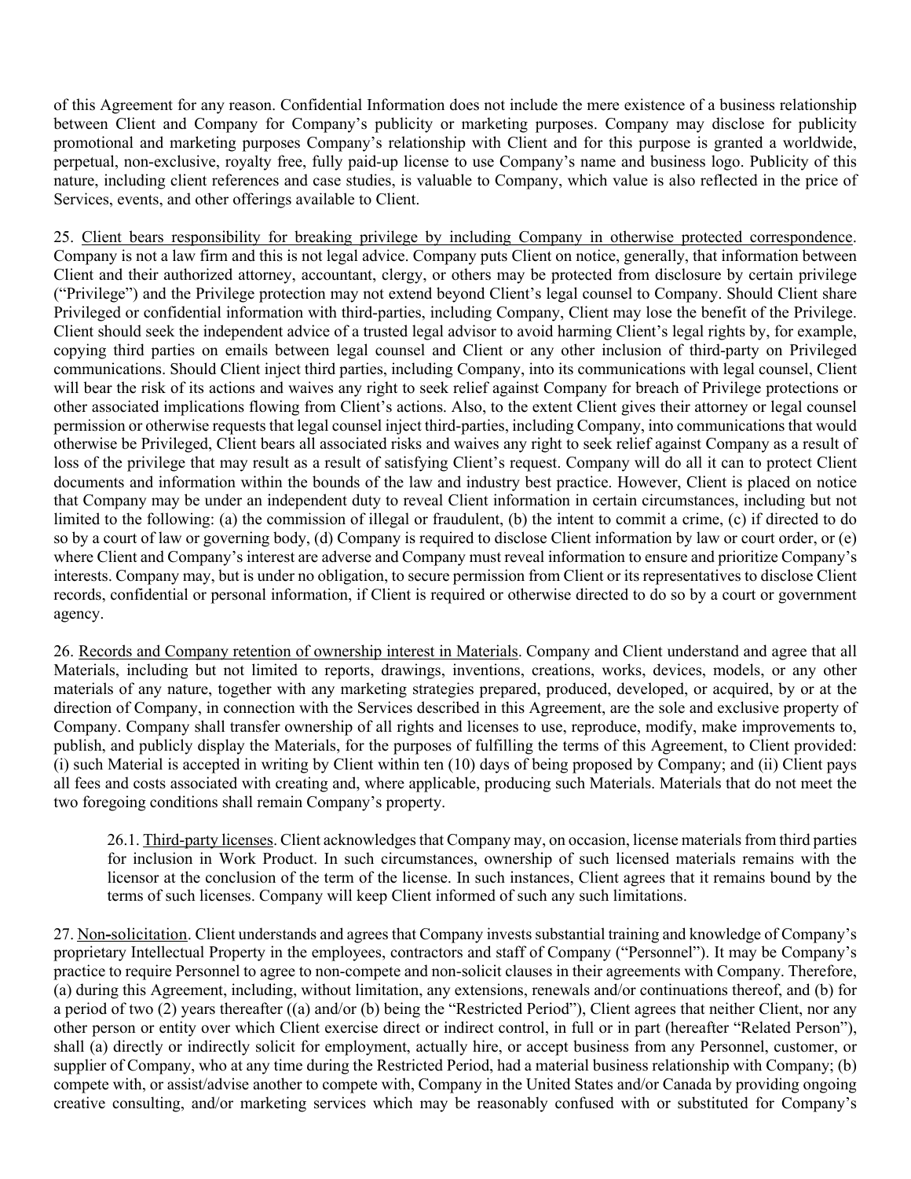of this Agreement for any reason. Confidential Information does not include the mere existence of a business relationship between Client and Company for Company's publicity or marketing purposes. Company may disclose for publicity promotional and marketing purposes Company's relationship with Client and for this purpose is granted a worldwide, perpetual, non-exclusive, royalty free, fully paid-up license to use Company's name and business logo. Publicity of this nature, including client references and case studies, is valuable to Company, which value is also reflected in the price of Services, events, and other offerings available to Client.

25. Client bears responsibility for breaking privilege by including Company in otherwise protected correspondence. Company is not a law firm and this is not legal advice. Company puts Client on notice, generally, that information between Client and their authorized attorney, accountant, clergy, or others may be protected from disclosure by certain privilege ("Privilege") and the Privilege protection may not extend beyond Client's legal counsel to Company. Should Client share Privileged or confidential information with third-parties, including Company, Client may lose the benefit of the Privilege. Client should seek the independent advice of a trusted legal advisor to avoid harming Client's legal rights by, for example, copying third parties on emails between legal counsel and Client or any other inclusion of third-party on Privileged communications. Should Client inject third parties, including Company, into its communications with legal counsel, Client will bear the risk of its actions and waives any right to seek relief against Company for breach of Privilege protections or other associated implications flowing from Client's actions. Also, to the extent Client gives their attorney or legal counsel permission or otherwise requests that legal counsel inject third-parties, including Company, into communications that would otherwise be Privileged, Client bears all associated risks and waives any right to seek relief against Company as a result of loss of the privilege that may result as a result of satisfying Client's request. Company will do all it can to protect Client documents and information within the bounds of the law and industry best practice. However, Client is placed on notice that Company may be under an independent duty to reveal Client information in certain circumstances, including but not limited to the following: (a) the commission of illegal or fraudulent, (b) the intent to commit a crime, (c) if directed to do so by a court of law or governing body, (d) Company is required to disclose Client information by law or court order, or (e) where Client and Company's interest are adverse and Company must reveal information to ensure and prioritize Company's interests. Company may, but is under no obligation, to secure permission from Client or its representatives to disclose Client records, confidential or personal information, if Client is required or otherwise directed to do so by a court or government agency.

26. Records and Company retention of ownership interest in Materials. Company and Client understand and agree that all Materials, including but not limited to reports, drawings, inventions, creations, works, devices, models, or any other materials of any nature, together with any marketing strategies prepared, produced, developed, or acquired, by or at the direction of Company, in connection with the Services described in this Agreement, are the sole and exclusive property of Company. Company shall transfer ownership of all rights and licenses to use, reproduce, modify, make improvements to, publish, and publicly display the Materials, for the purposes of fulfilling the terms of this Agreement, to Client provided: (i) such Material is accepted in writing by Client within ten (10) days of being proposed by Company; and (ii) Client pays all fees and costs associated with creating and, where applicable, producing such Materials. Materials that do not meet the two foregoing conditions shall remain Company's property.

> 26.1. Third-party licenses. Client acknowledges that Company may, on occasion, license materials from third parties for inclusion in Work Product. In such circumstances, ownership of such licensed materials remains with the licensor at the conclusion of the term of the license. In such instances, Client agrees that it remains bound by the terms of such licenses. Company will keep Client informed of such any such limitations.

27. Non-solicitation. Client understands and agrees that Company invests substantial training and knowledge of Company's proprietary Intellectual Property in the employees, contractors and staff of Company ("Personnel"). It may be Company's practice to require Personnel to agree to non-compete and non-solicit clauses in their agreements with Company. Therefore, (a) during this Agreement, including, without limitation, any extensions, renewals and/or continuations thereof, and (b) for a period of two (2) years thereafter ((a) and/or (b) being the "Restricted Period"), Client agrees that neither Client, nor any other person or entity over which Client exercise direct or indirect control, in full or in part (hereafter "Related Person"), shall (a) directly or indirectly solicit for employment, actually hire, or accept business from any Personnel, customer, or supplier of Company, who at any time during the Restricted Period, had a material business relationship with Company; (b) compete with, or assist/advise another to compete with, Company in the United States and/or Canada by providing ongoing creative consulting, and/or marketing services which may be reasonably confused with or substituted for Company's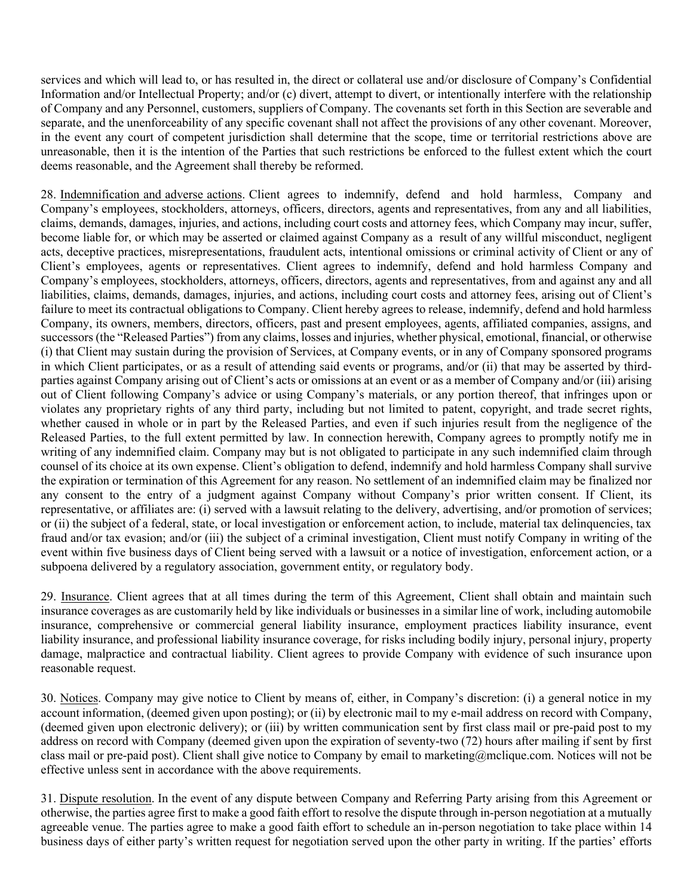services and which will lead to, or has resulted in, the direct or collateral use and/or disclosure of Company's Confidential Information and/or Intellectual Property; and/or (c) divert, attempt to divert, or intentionally interfere with the relationship of Company and any Personnel, customers, suppliers of Company. The covenants set forth in this Section are severable and separate, and the unenforceability of any specific covenant shall not affect the provisions of any other covenant. Moreover, in the event any court of competent jurisdiction shall determine that the scope, time or territorial restrictions above are unreasonable, then it is the intention of the Parties that such restrictions be enforced to the fullest extent which the court deems reasonable, and the Agreement shall thereby be reformed.

28. Indemnification and adverse actions. Client agrees to indemnify, defend and hold harmless, Company and Company's employees, stockholders, attorneys, officers, directors, agents and representatives, from any and all liabilities, claims, demands, damages, injuries, and actions, including court costs and attorney fees, which Company may incur, suffer, become liable for, or which may be asserted or claimed against Company as a result of any willful misconduct, negligent acts, deceptive practices, misrepresentations, fraudulent acts, intentional omissions or criminal activity of Client or any of Client's employees, agents or representatives. Client agrees to indemnify, defend and hold harmless Company and Company's employees, stockholders, attorneys, officers, directors, agents and representatives, from and against any and all liabilities, claims, demands, damages, injuries, and actions, including court costs and attorney fees, arising out of Client's failure to meet its contractual obligations to Company. Client hereby agrees to release, indemnify, defend and hold harmless Company, its owners, members, directors, officers, past and present employees, agents, affiliated companies, assigns, and successors (the "Released Parties") from any claims, losses and injuries, whether physical, emotional, financial, or otherwise (i) that Client may sustain during the provision of Services, at Company events, or in any of Company sponsored programs in which Client participates, or as a result of attending said events or programs, and/or (ii) that may be asserted by third-parties against Company arising out of Client's acts or omissions at an event or as a member of Company and/or (iii) arising out of Client following Company's advice or using Company's materials, or any portion thereof, that infringes upon or violates any proprietary rights of any third party, including but not limited to patent, copyright, and trade secret rights, whether caused in whole or in part by the Released Parties, and even if such injuries result from the negligence of the Released Parties, to the full extent permitted by law. In connection herewith, Company agrees to promptly notify me in writing of any indemnified claim. Company may but is not obligated to participate in any such indemnified claim through counsel of its choice at its own expense. Client's obligation to defend, indemnify and hold harmless Company shall survive the expiration or termination of this Agreement for any reason. No settlement of an indemnified claim may be finalized nor any consent to the entry of a judgment against Company without Company's prior written consent. If Client, its representative, or affiliates are: (i) served with a lawsuit relating to the delivery, advertising, and/or promotion of services; or (ii) the subject of a federal, state, or local investigation or enforcement action, to include, material tax delinquencies, tax fraud and/or tax evasion; and/or (iii) the subject of a criminal investigation, Client must notify Company in writing of the event within five business days of Client being served with a lawsuit or a notice of investigation, enforcement action, or a subpoena delivered by a regulatory association, government entity, or regulatory body.

29. Insurance. Client agrees that at all times during the term of this Agreement, Client shall obtain and maintain such insurance coverages as are customarily held by like individuals or businesses in a similar line of work, including automobile insurance, comprehensive or commercial general liability insurance, employment practices liability insurance, event liability insurance, and professional liability insurance coverage, for risks including bodily injury, personal injury, property damage, malpractice and contractual liability. Client agrees to provide Company with evidence of such insurance upon reasonable request.

30. Notices. Company may give notice to Client by means of, either, in Company's discretion: (i) a general notice in my account information, (deemed given upon posting); or (ii) by electronic mail to my e-mail address on record with Company, (deemed given upon electronic delivery); or (iii) by written communication sent by first class mail or pre-paid post to my address on record with Company (deemed given upon the expiration of seventy-two (72) hours after mailing if sent by first class mail or pre-paid post). Client shall give notice to Company by email to marketing@mclique.com. Notices will not be effective unless sent in accordance with the above requirements.

31. Dispute resolution. In the event of any dispute between Company and Referring Party arising from this Agreement or otherwise, the parties agree first to make a good faith effort to resolve the dispute through in-person negotiation at a mutually agreeable venue. The parties agree to make a good faith effort to schedule an in-person negotiation to take place within 14 business days of either party's written request for negotiation served upon the other party in writing. If the parties' efforts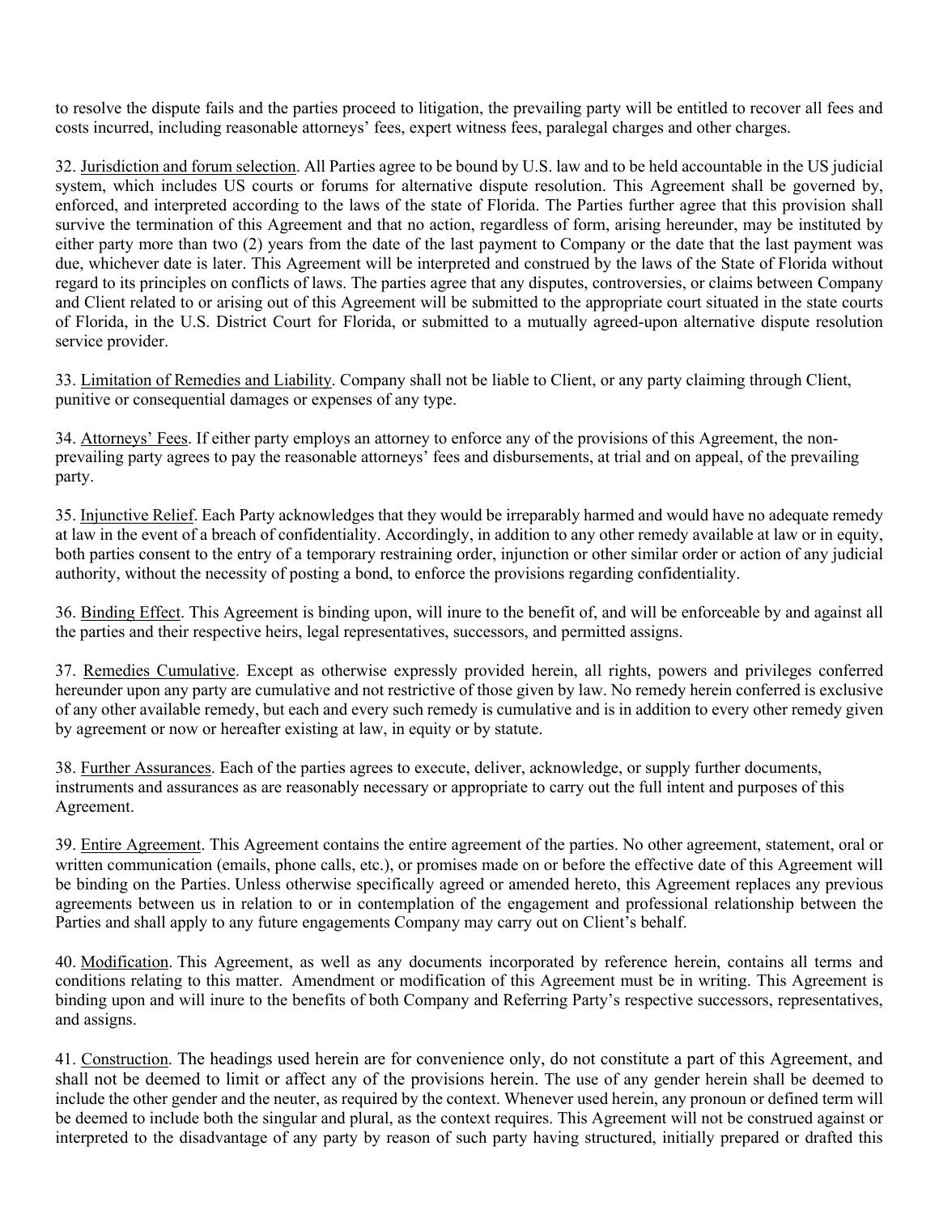to resolve the dispute fails and the parties proceed to litigation, the prevailing party will be entitled to recover all fees and costs incurred, including reasonable attorneys' fees, expert witness fees, paralegal charges and other charges.

32. <u>Jurisdiction and forum selection</u>. All Parties agree to be bound by U.S. law and to be held accountable in the US judicial system, which includes US courts or forums for alternative dispute resolution. This Agreement shall be governed by, enforced, and interpreted according to the laws of the state of Florida. The Parties further agree that this provision shall survive the termination of this Agreement and that no action, regardless of form, arising hereunder, may be instituted by either party more than two (2) years from the date of the last payment to Company or the date that the last payment was due, whichever date is later. This Agreement will be interpreted and construed by the laws of the State of Florida without regard to its principles on conflicts of laws. The parties agree that any disputes, controversies, or claims between Company and Client related to or arising out of this Agreement will be submitted to the appropriate court situated in the state courts of Florida, in the U.S. District Court for Florida, or submitted to a mutually agreed-upon alternative dispute resolution service provider.

33. <u>Limitation of Remedies and Liability</u>. Company shall not be liable to Client, or any party claiming through Client, punitive or consequential damages or expenses of any type.

34. <u>Attorneys' Fees</u>. If either party employs an attorney to enforce any of the provisions of this Agreement, the non-prevailing party agrees to pay the reasonable attorneys' fees and disbursements, at trial and on appeal, of the prevailing party.

35. <u>Injunctive Relief</u>. Each Party acknowledges that they would be irreparably harmed and would have no adequate remedy at law in the event of a breach of confidentiality. Accordingly, in addition to any other remedy available at law or in equity, both parties consent to the entry of a temporary restraining order, injunction or other similar order or action of any judicial authority, without the necessity of posting a bond, to enforce the provisions regarding confidentiality.

36. <u>Binding Effect</u>. This Agreement is binding upon, will inure to the benefit of, and will be enforceable by and against all the parties and their respective heirs, legal representatives, successors, and permitted assigns.

37. <u>Remedies Cumulative</u>. Except as otherwise expressly provided herein, all rights, powers and privileges conferred hereunder upon any party are cumulative and not restrictive of those given by law. No remedy herein conferred is exclusive of any other available remedy, but each and every such remedy is cumulative and is in addition to every other remedy given by agreement or now or hereafter existing at law, in equity or by statute.

38. <u>Further Assurances</u>. Each of the parties agrees to execute, deliver, acknowledge, or supply further documents, instruments and assurances as are reasonably necessary or appropriate to carry out the full intent and purposes of this Agreement.

39. <u>Entire Agreement</u>. This Agreement contains the entire agreement of the parties. No other agreement, statement, oral or written communication (emails, phone calls, etc.), or promises made on or before the effective date of this Agreement will be binding on the Parties. Unless otherwise specifically agreed or amended hereto, this Agreement replaces any previous agreements between us in relation to or in contemplation of the engagement and professional relationship between the Parties and shall apply to any future engagements Company may carry out on Client's behalf.

40. <u>Modification</u>. This Agreement, as well as any documents incorporated by reference herein, contains all terms and conditions relating to this matter. Amendment or modification of this Agreement must be in writing. This Agreement is binding upon and will inure to the benefits of both Company and Referring Party's respective successors, representatives, and assigns.

41. <u>Construction</u>. The headings used herein are for convenience only, do not constitute a part of this Agreement, and shall not be deemed to limit or affect any of the provisions herein. The use of any gender herein shall be deemed to include the other gender and the neuter, as required by the context. Whenever used herein, any pronoun or defined term will be deemed to include both the singular and plural, as the context requires. This Agreement will not be construed against or interpreted to the disadvantage of any party by reason of such party having structured, initially prepared or drafted this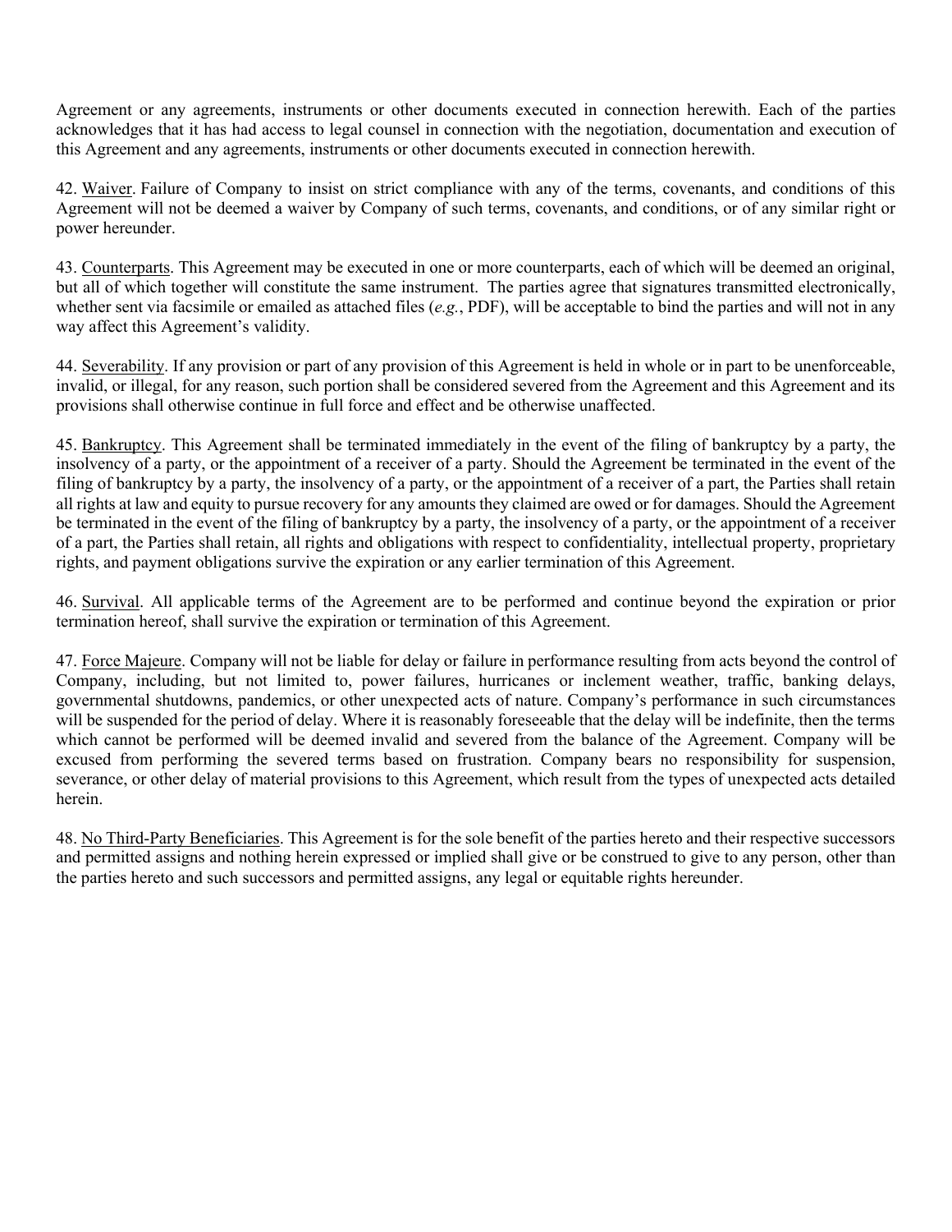Agreement or any agreements, instruments or other documents executed in connection herewith. Each of the parties acknowledges that it has had access to legal counsel in connection with the negotiation, documentation and execution of this Agreement and any agreements, instruments or other documents executed in connection herewith.

42. Waiver. Failure of Company to insist on strict compliance with any of the terms, covenants, and conditions of this Agreement will not be deemed a waiver by Company of such terms, covenants, and conditions, or of any similar right or power hereunder.

43. Counterparts. This Agreement may be executed in one or more counterparts, each of which will be deemed an original, but all of which together will constitute the same instrument. The parties agree that signatures transmitted electronically, whether sent via facsimile or emailed as attached files (*e.g.*, PDF), will be acceptable to bind the parties and will not in any way affect this Agreement's validity.

44. Severability. If any provision or part of any provision of this Agreement is held in whole or in part to be unenforceable, invalid, or illegal, for any reason, such portion shall be considered severed from the Agreement and this Agreement and its provisions shall otherwise continue in full force and effect and be otherwise unaffected.

45. Bankruptcy. This Agreement shall be terminated immediately in the event of the filing of bankruptcy by a party, the insolvency of a party, or the appointment of a receiver of a party. Should the Agreement be terminated in the event of the filing of bankruptcy by a party, the insolvency of a party, or the appointment of a receiver of a part, the Parties shall retain all rights at law and equity to pursue recovery for any amounts they claimed are owed or for damages. Should the Agreement be terminated in the event of the filing of bankruptcy by a party, the insolvency of a party, or the appointment of a receiver of a part, the Parties shall retain, all rights and obligations with respect to confidentiality, intellectual property, proprietary rights, and payment obligations survive the expiration or any earlier termination of this Agreement.

46. Survival. All applicable terms of the Agreement are to be performed and continue beyond the expiration or prior termination hereof, shall survive the expiration or termination of this Agreement.

47. Force Majeure. Company will not be liable for delay or failure in performance resulting from acts beyond the control of Company, including, but not limited to, power failures, hurricanes or inclement weather, traffic, banking delays, governmental shutdowns, pandemics, or other unexpected acts of nature. Company's performance in such circumstances will be suspended for the period of delay. Where it is reasonably foreseeable that the delay will be indefinite, then the terms which cannot be performed will be deemed invalid and severed from the balance of the Agreement. Company will be excused from performing the severed terms based on frustration. Company bears no responsibility for suspension, severance, or other delay of material provisions to this Agreement, which result from the types of unexpected acts detailed herein.

48. No Third-Party Beneficiaries. This Agreement is for the sole benefit of the parties hereto and their respective successors and permitted assigns and nothing herein expressed or implied shall give or be construed to give to any person, other than the parties hereto and such successors and permitted assigns, any legal or equitable rights hereunder.